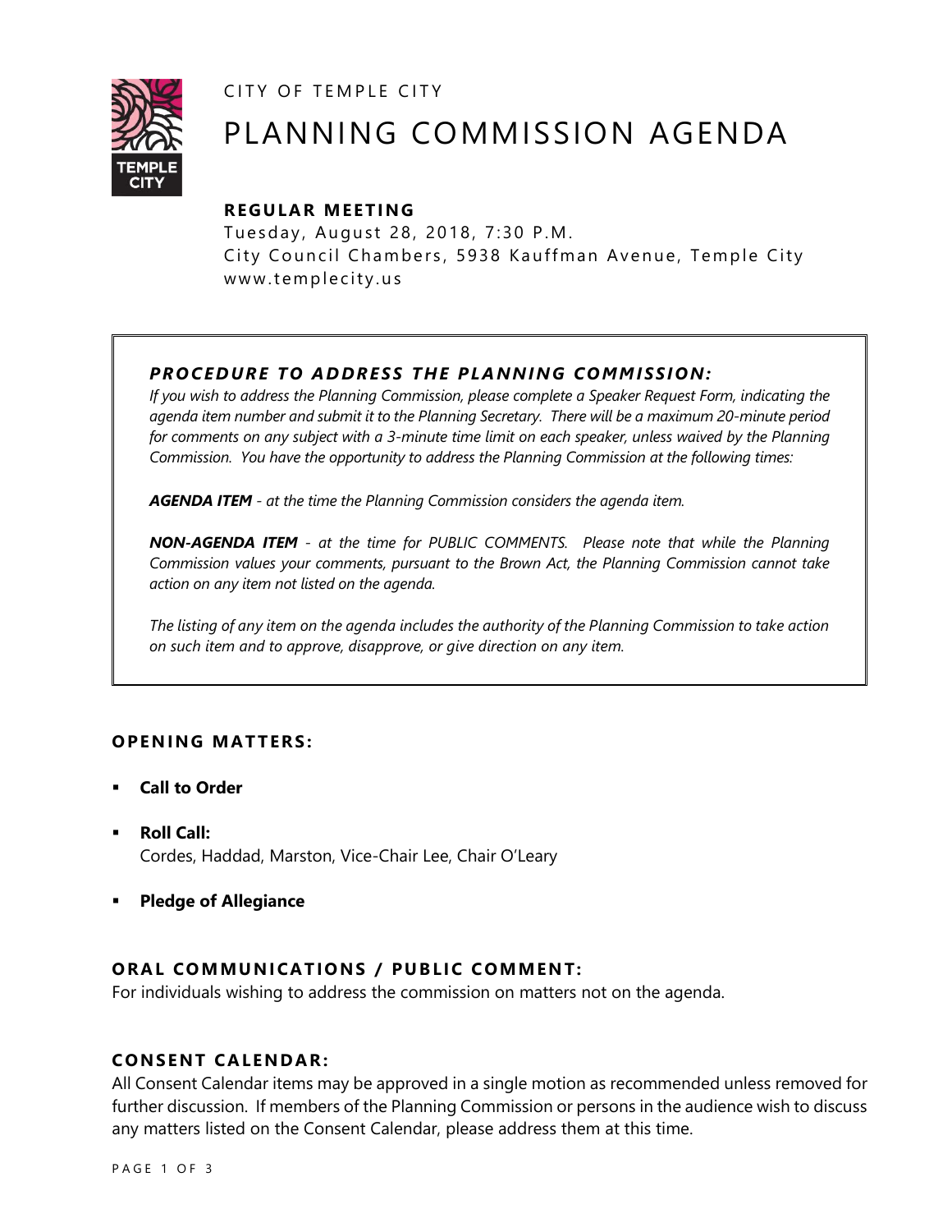CITY OF TEMPLE CITY

# PLANNING COMMISSION AGENDA

**REGULAR MEETING**

Tuesday, August 28, 2018, 7:30 P.M.
City Council Chambers, 5938 Kauffman Avenue, Temple City
www.templecity.us

***PROCEDURE TO ADDRESS THE PLANNING COMMISSION:***

*If you wish to address the Planning Commission, please complete a Speaker Request Form, indicating the agenda item number and submit it to the Planning Secretary. There will be a maximum 20-minute period for comments on any subject with a 3-minute time limit on each speaker, unless waived by the Planning Commission. You have the opportunity to address the Planning Commission at the following times:*

***AGENDA ITEM** - at the time the Planning Commission considers the agenda item.*

***NON-AGENDA ITEM** - at the time for PUBLIC COMMENTS. Please note that while the Planning Commission values your comments, pursuant to the Brown Act, the Planning Commission cannot take action on any item not listed on the agenda.*

*The listing of any item on the agenda includes the authority of the Planning Commission to take action on such item and to approve, disapprove, or give direction on any item.*

## OPENING MATTERS:

- **Call to Order**
- **Roll Call:**
  Cordes, Haddad, Marston, Vice-Chair Lee, Chair O'Leary
- **Pledge of Allegiance**

## ORAL COMMUNICATIONS / PUBLIC COMMENT:

For individuals wishing to address the commission on matters not on the agenda.

## CONSENT CALENDAR:

All Consent Calendar items may be approved in a single motion as recommended unless removed for further discussion. If members of the Planning Commission or persons in the audience wish to discuss any matters listed on the Consent Calendar, please address them at this time.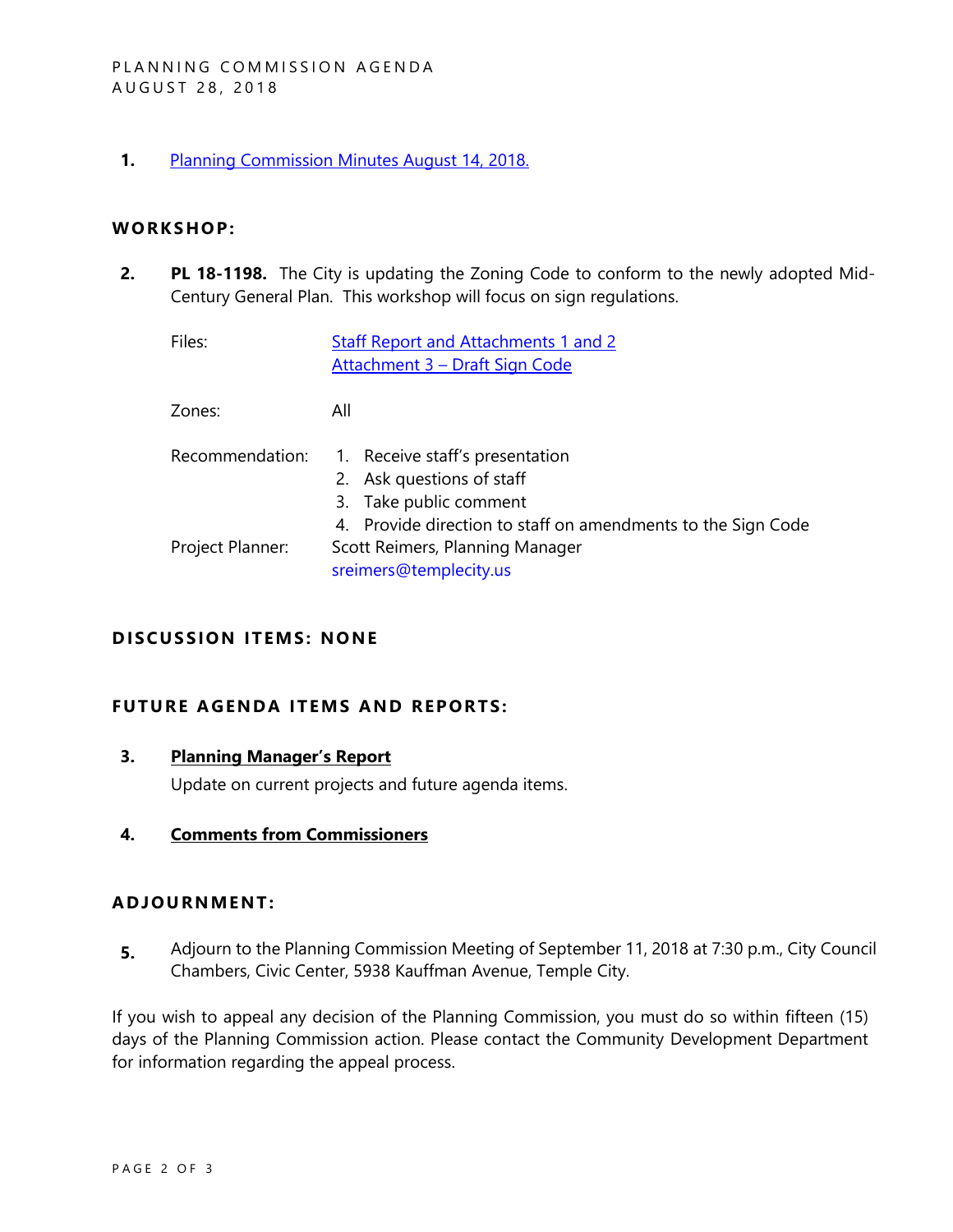1. Planning Commission Minutes August 14, 2018.

## WORKSHOP:

2. **PL 18-1198.** The City is updating the Zoning Code to conform to the newly adopted Mid-Century General Plan. This workshop will focus on sign regulations.

   Files: Staff Report and Attachments 1 and 2
   Attachment 3 – Draft Sign Code

   Zones: All

   Recommendation:
   1. Receive staff's presentation
   2. Ask questions of staff
   3. Take public comment
   4. Provide direction to staff on amendments to the Sign Code

   Project Planner: Scott Reimers, Planning Manager
   sreimers@templecity.us

## DISCUSSION ITEMS: NONE

## FUTURE AGENDA ITEMS AND REPORTS:

3. **Planning Manager's Report**
   Update on current projects and future agenda items.

4. **Comments from Commissioners**

## ADJOURNMENT:

5. Adjourn to the Planning Commission Meeting of September 11, 2018 at 7:30 p.m., City Council Chambers, Civic Center, 5938 Kauffman Avenue, Temple City.

If you wish to appeal any decision of the Planning Commission, you must do so within fifteen (15) days of the Planning Commission action. Please contact the Community Development Department for information regarding the appeal process.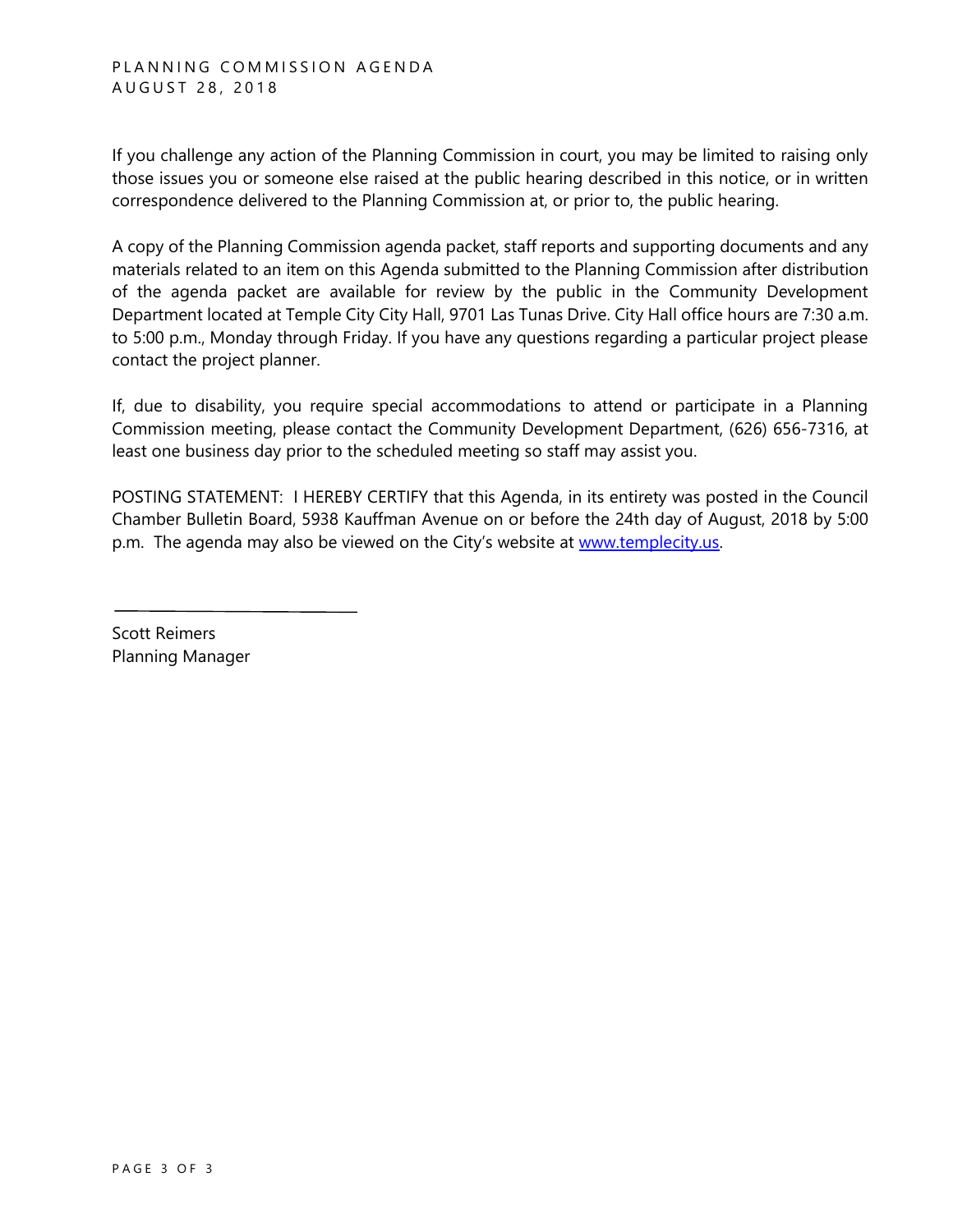If you challenge any action of the Planning Commission in court, you may be limited to raising only those issues you or someone else raised at the public hearing described in this notice, or in written correspondence delivered to the Planning Commission at, or prior to, the public hearing.

A copy of the Planning Commission agenda packet, staff reports and supporting documents and any materials related to an item on this Agenda submitted to the Planning Commission after distribution of the agenda packet are available for review by the public in the Community Development Department located at Temple City City Hall, 9701 Las Tunas Drive. City Hall office hours are 7:30 a.m. to 5:00 p.m., Monday through Friday. If you have any questions regarding a particular project please contact the project planner.

If, due to disability, you require special accommodations to attend or participate in a Planning Commission meeting, please contact the Community Development Department, (626) 656-7316, at least one business day prior to the scheduled meeting so staff may assist you.

POSTING STATEMENT: I HEREBY CERTIFY that this Agenda, in its entirety was posted in the Council Chamber Bulletin Board, 5938 Kauffman Avenue on or before the 24th day of August, 2018 by 5:00 p.m. The agenda may also be viewed on the City's website at www.templecity.us.

\_\_\_\_\_\_\_\_\_\_\_\_\_\_\_\_\_\_\_\_\_\_\_\_

Scott Reimers
Planning Manager